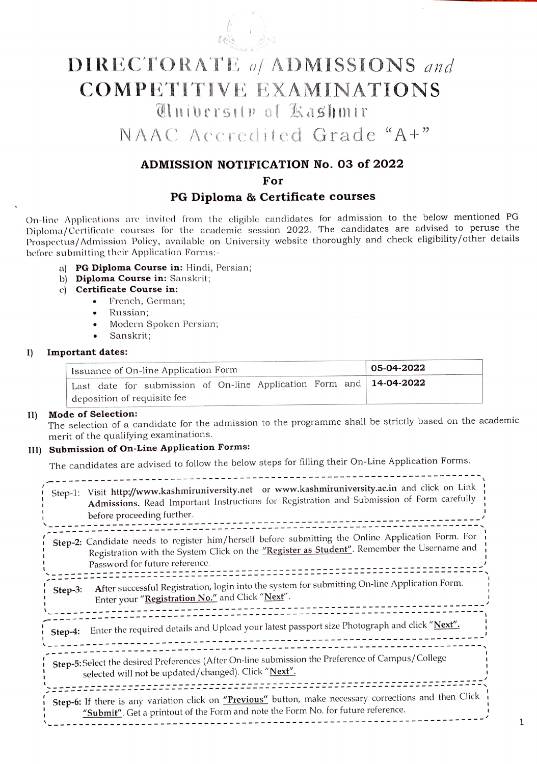# DIRECTORATE of ADMISSIONS and COMPETITIVE EXAMINATIONS

## University of Kashmir

## NAAC Accredited Grade "A+"

### ADMISSION NOTIFICATION No. 03 of 2022

### For

### PG Diploma & Certificate courses

On-line Applications are invited from the eligible candidates for admission to the below mentioned PG Diploma/Certificate courses for the academic session 2022. The candidates are advised to peruse the Prospectus/Admission Policy, available on University website thoroughly and check eligibility/other details before submitting their Application Forms:-

a) **PG Diploma Course in:** Hindi, Persian;
b) **Diploma Course in:** Sanskrit;
c) **Certificate Course in:**
   - French, German;
   - Russian;
   - Modern Spoken Persian;
   - Sanskrit;

**I) Important dates:**

| | |
|---|---|
| Issuance of On-line Application Form | **05-04-2022** |
| Last date for submission of On-line Application Form and deposition of requisite fee | **14-04-2022** |

**II) Mode of Selection:**
The selection of a candidate for the admission to the programme shall be strictly based on the academic merit of the qualifying examinations.

**III) Submission of On-Line Application Forms:**

The candidates are advised to follow the below steps for filling their On-Line Application Forms.

**Step-1:** Visit **http://www.kashmiruniversity.net** or **www.kashmiruniversity.ac.in** and click on Link **Admissions.** Read Important Instructions for Registration and Submission of Form carefully before proceeding further.

**Step-2:** Candidate needs to register him/herself before submitting the Online Application Form. For Registration with the System Click on the **"Register as Student"**. Remember the Username and Password for future reference.

**Step-3:** After successful Registration, login into the system for submitting On-line Application Form. Enter your "**Registration No.**" and Click "**Next**".

**Step-4:** Enter the required details and Upload your latest passport size Photograph and click "**Next**".

**Step-5:** Select the desired Preferences (After On-line submission the Preference of Campus/College selected will not be updated/changed). Click "**Next**".

**Step-6:** If there is any variation click on **"Previous"** button, make necessary corrections and then Click **"Submit"**. Get a printout of the Form and note the Form No. for future reference.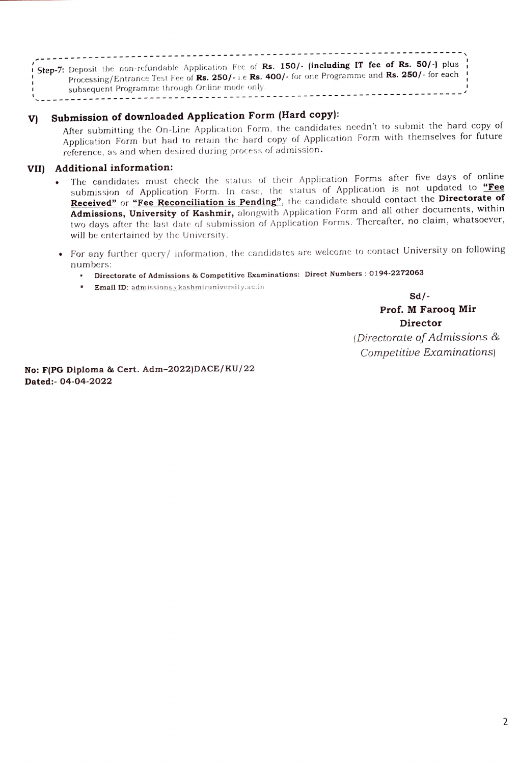Step-7: Deposit the non-refundable Application Fee of **Rs. 150/- (including IT fee of Rs. 50/-)** plus Processing/Entrance Test Fee of **Rs. 250/-** i.e **Rs. 400/-** for one Programme and **Rs. 250/-** for each subsequent Programme through Online mode only.

## V) Submission of downloaded Application Form (Hard copy):

After submitting the On-Line Application Form, the candidates needn't to submit the hard copy of Application Form but had to retain the hard copy of Application Form with themselves for future reference, as and when desired during process of admission.

## VII) Additional information:

- The candidates must check the status of their Application Forms after five days of online submission of Application Form. In case, the status of Application is not updated to **"Fee Received"** or **"Fee Reconciliation is Pending"**, the candidate should contact the **Directorate of Admissions, University of Kashmir,** alongwith Application Form and all other documents, within two days after the last date of submission of Application Forms. Thereafter, no claim, whatsoever, will be entertained by the University.

- For any further query/ information, the candidates are welcome to contact University on following numbers:
  - **Directorate of Admissions & Competitive Examinations: Direct Numbers : 0194-2272063**
  - **Email ID:** admissions@kashmiruniversity.ac.in

Sd/-
**Prof. M Farooq Mir**
**Director**
*(Directorate of Admissions & Competitive Examinations)*

**No: F(PG Diploma & Cert. Adm–2022)DACE/KU/22**
**Dated:- 04-04-2022**